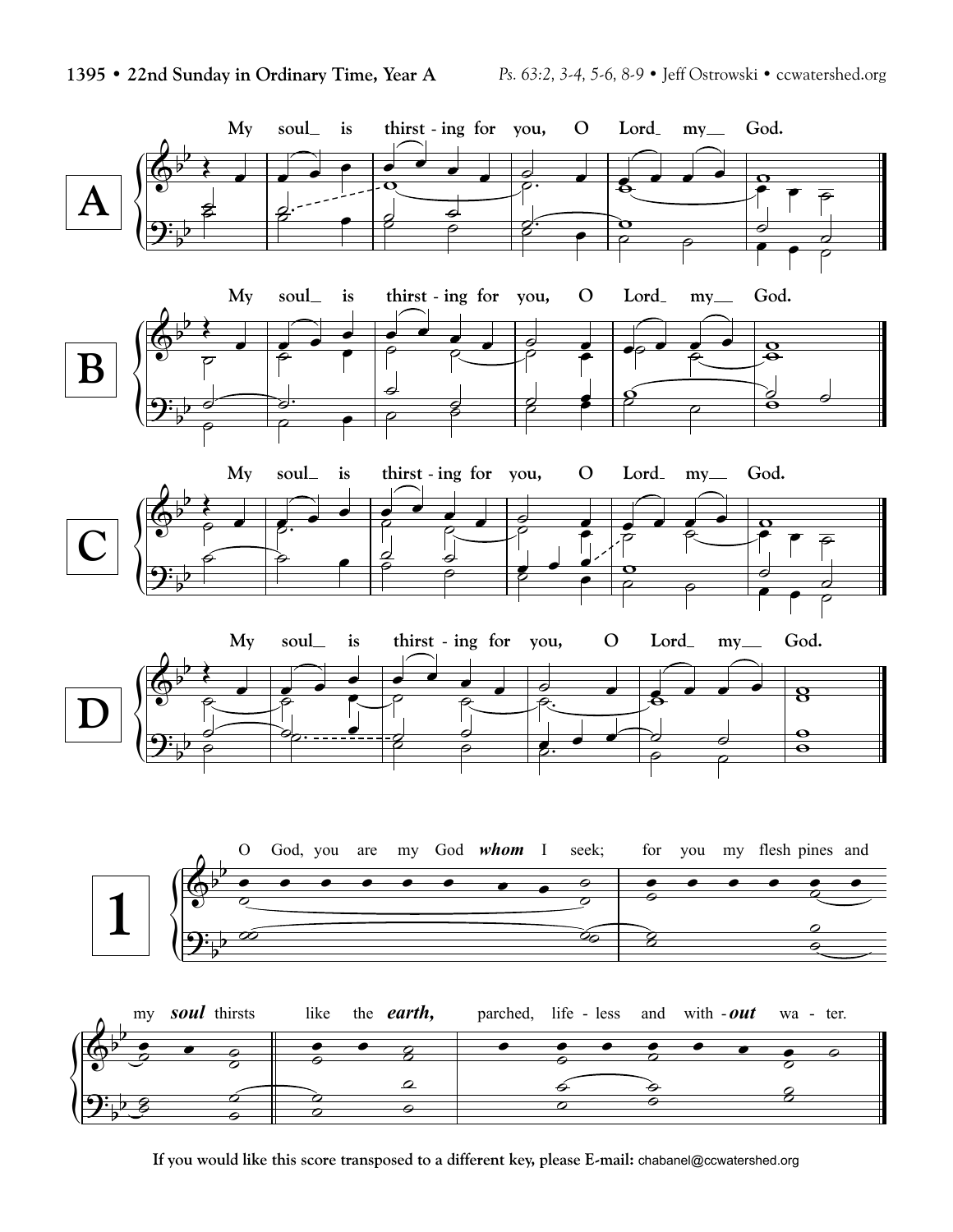**1395 • 22nd Sunday in Ordinary Time, Year A**

*Ps. 63:2, 3-4, 5-6, 8-9* • Jeff Ostrowski • ccwatershed.org

**A**

My soul_ is thirst - ing for you, O Lord_ my__ God.

**B**

My soul_ is thirst - ing for you, O Lord_ my__ God.

**C**

My soul_ is thirst - ing for you, O Lord_ my__ God.

**D**

My soul_ is thirst - ing for you, O Lord_ my__ God.

**1**

O God, you are my God ***whom*** I seek; for you my flesh pines and my ***soul*** thirsts like the ***earth,*** parched, life - less and with - ***out*** wa - ter.

**If you would like this score transposed to a different key, please E-mail:** chabanel@ccwatershed.org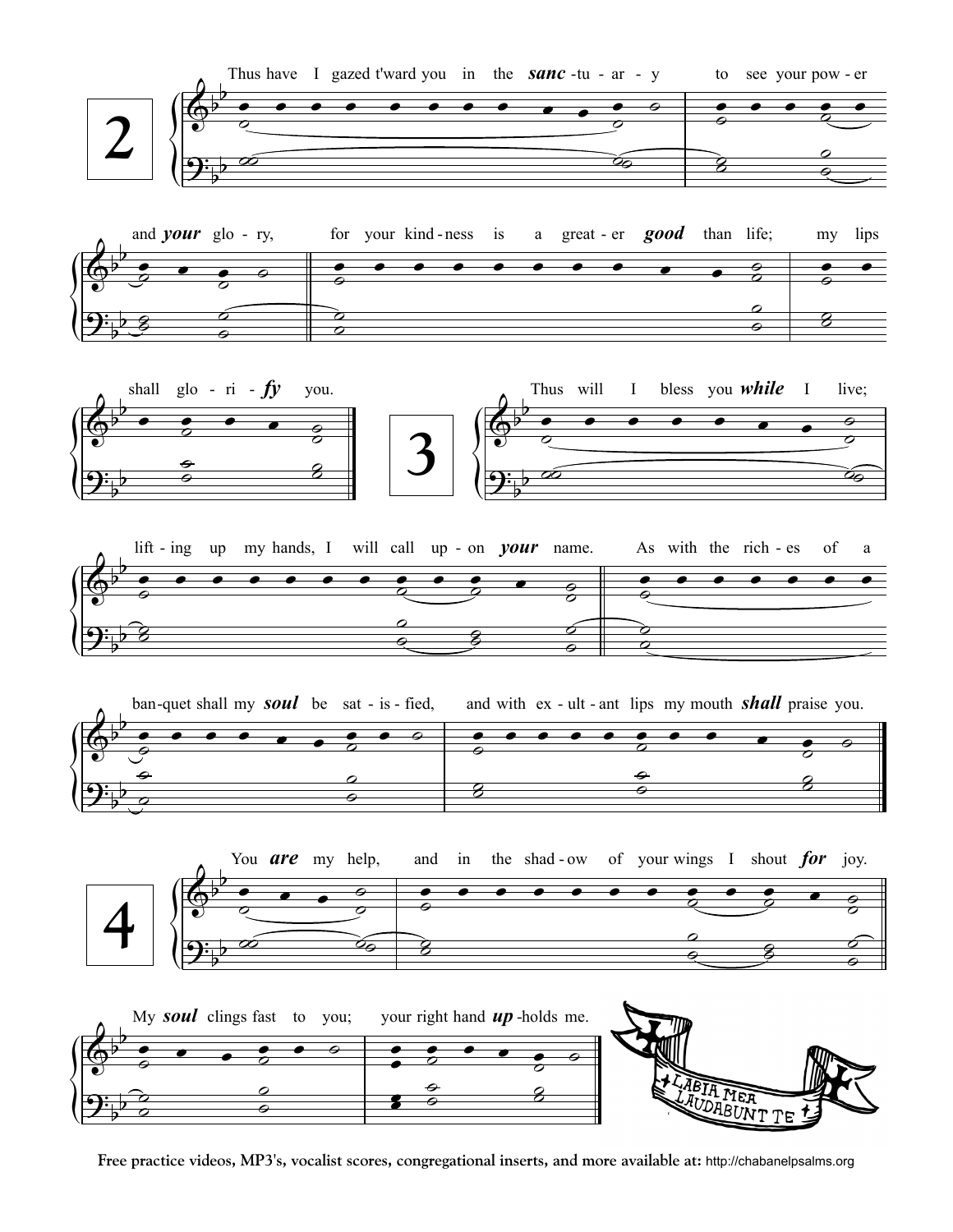**2**

Thus have I gazed t'ward you in the ***sanc***-tu - ar - y to see your pow - er and ***your*** glo - ry, for your kind - ness is a great - er ***good*** than life; my lips shall glo - ri - ***fy*** you.

**3**

Thus will I bless you ***while*** I live; lift - ing up my hands, I will call up - on ***your*** name. As with the rich - es of a ban - quet shall my ***soul*** be sat - is - fied, and with ex - ult - ant lips my mouth ***shall*** praise you.

**4**

You ***are*** my help, and in the shad - ow of your wings I shout ***for*** joy. My ***soul*** clings fast to you; your right hand ***up***-holds me.

LABIA MEA LAUDABUNT TE

**Free practice videos, MP3's, vocalist scores, congregational inserts, and more available at:** http://chabanelpsalms.org